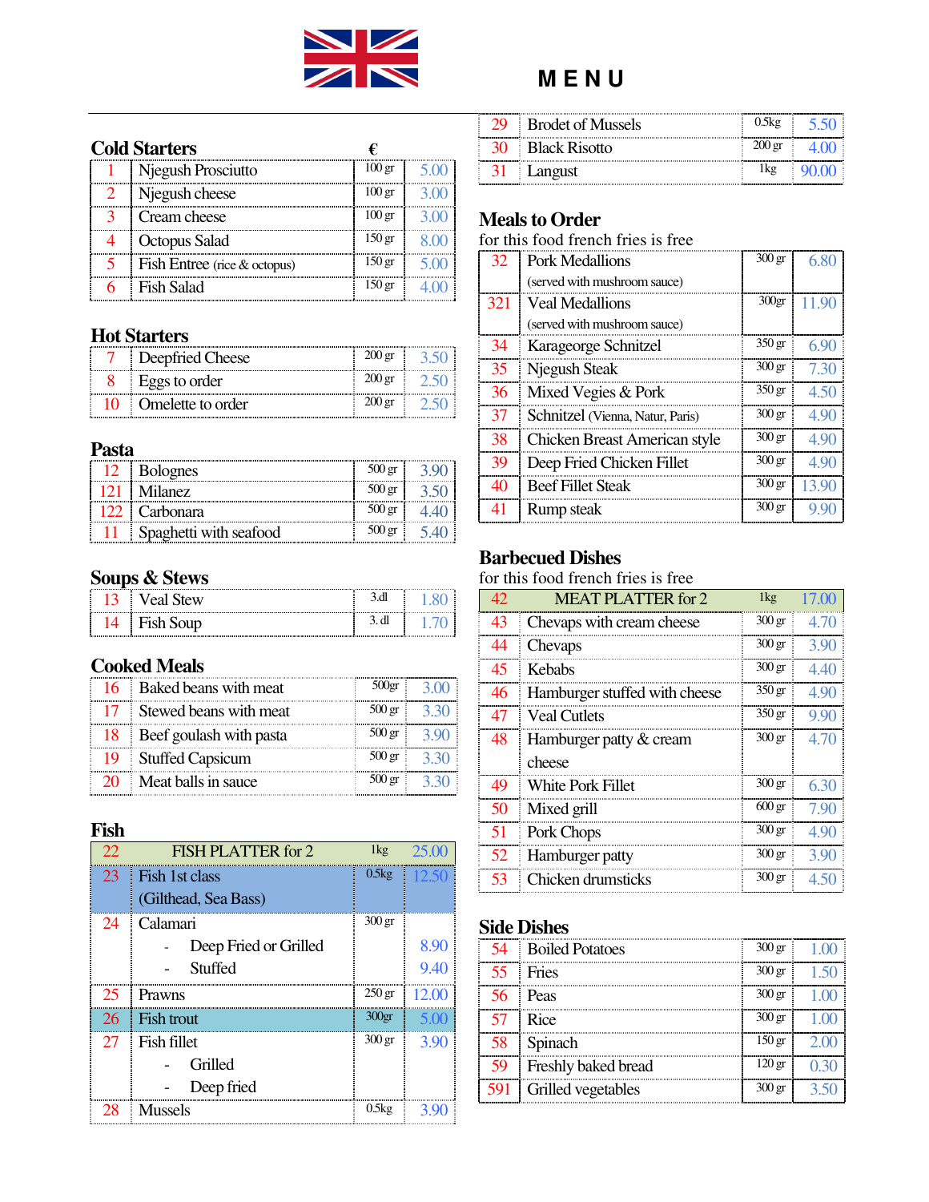# MENU

## Cold Starters

| | | | € |
|---|---|---|---|
| 1 | Njegush Prosciutto | 100 gr | 5.00 |
| 2 | Njegush cheese | 100 gr | 3.00 |
| 3 | Cream cheese | 100 gr | 3.00 |
| 4 | Octopus Salad | 150 gr | 8.00 |
| 5 | Fish Entree (rice & octopus) | 150 gr | 5.00 |
| 6 | Fish Salad | 150 gr | 4.00 |

## Hot Starters

| | | | |
|---|---|---|---|
| 7 | Deepfried Cheese | 200 gr | 3.50 |
| 8 | Eggs to order | 200 gr | 2.50 |
| 10 | Omelette to order | 200 gr | 2.50 |

## Pasta

| | | | |
|---|---|---|---|
| 12 | Bolognes | 500 gr | 3.90 |
| 121 | Milanez | 500 gr | 3.50 |
| 122 | Carbonara | 500 gr | 4.40 |
| 11 | Spaghetti with seafood | 500 gr | 5.40 |

## Soups & Stews

| | | | |
|---|---|---|---|
| 13 | Veal Stew | 3.dl | 1.80 |
| 14 | Fish Soup | 3. dl | 1.70 |

## Cooked Meals

| | | | |
|---|---|---|---|
| 16 | Baked beans with meat | 500gr | 3.00 |
| 17 | Stewed beans with meat | 500 gr | 3.30 |
| 18 | Beef goulash with pasta | 500 gr | 3.90 |
| 19 | Stuffed Capsicum | 500 gr | 3.30 |
| 20 | Meat balls in sauce | 500 gr | 3.30 |

## Fish

| | | | |
|---|---|---|---|
| 22 | FISH PLATTER for 2 | 1kg | 25.00 |
| 23 | Fish 1st class (Gilthead, Sea Bass) | 0.5kg | 12.50 |
| 24 | Calamari | 300 gr | |
| | - Deep Fried or Grilled | | 8.90 |
| | - Stuffed | | 9.40 |
| 25 | Prawns | 250 gr | 12.00 |
| 26 | Fish trout | 300gr | 5.00 |
| 27 | Fish fillet | 300 gr | 3.90 |
| | - Grilled | | |
| | - Deep fried | | |
| 28 | Mussels | 0.5kg | 3.90 |
| 29 | Brodet of Mussels | 0.5kg | 5.50 |
| 30 | Black Risotto | 200 gr | 4.00 |
| 31 | Langust | 1kg | 90.00 |

## Meals to Order

for this food french fries is free

| | | | |
|---|---|---|---|
| 32 | Pork Medallions (served with mushroom sauce) | 300 gr | 6.80 |
| 321 | Veal Medallions (served with mushroom sauce) | 300gr | 11.90 |
| 34 | Karageorge Schnitzel | 350 gr | 6.90 |
| 35 | Njegush Steak | 300 gr | 7.30 |
| 36 | Mixed Vegies & Pork | 350 gr | 4.50 |
| 37 | Schnitzel (Vienna, Natur, Paris) | 300 gr | 4.90 |
| 38 | Chicken Breast American style | 300 gr | 4.90 |
| 39 | Deep Fried Chicken Fillet | 300 gr | 4.90 |
| 40 | Beef Fillet Steak | 300 gr | 13.90 |
| 41 | Rump steak | 300 gr | 9.90 |

## Barbecued Dishes

for this food french fries is free

| | | | |
|---|---|---|---|
| 42 | MEAT PLATTER for 2 | 1kg | 17.00 |
| 43 | Chevaps with cream cheese | 300 gr | 4.70 |
| 44 | Chevaps | 300 gr | 3.90 |
| 45 | Kebabs | 300 gr | 4.40 |
| 46 | Hamburger stuffed with cheese | 350 gr | 4.90 |
| 47 | Veal Cutlets | 350 gr | 9.90 |
| 48 | Hamburger patty & cream cheese | 300 gr | 4.70 |
| 49 | White Pork Fillet | 300 gr | 6.30 |
| 50 | Mixed grill | 600 gr | 7.90 |
| 51 | Pork Chops | 300 gr | 4.90 |
| 52 | Hamburger patty | 300 gr | 3.90 |
| 53 | Chicken drumsticks | 300 gr | 4.50 |

## Side Dishes

| | | | |
|---|---|---|---|
| 54 | Boiled Potatoes | 300 gr | 1.00 |
| 55 | Fries | 300 gr | 1.50 |
| 56 | Peas | 300 gr | 1.00 |
| 57 | Rice | 300 gr | 1.00 |
| 58 | Spinach | 150 gr | 2.00 |
| 59 | Freshly baked bread | 120 gr | 0.30 |
| 591 | Grilled vegetables | 300 gr | 3.50 |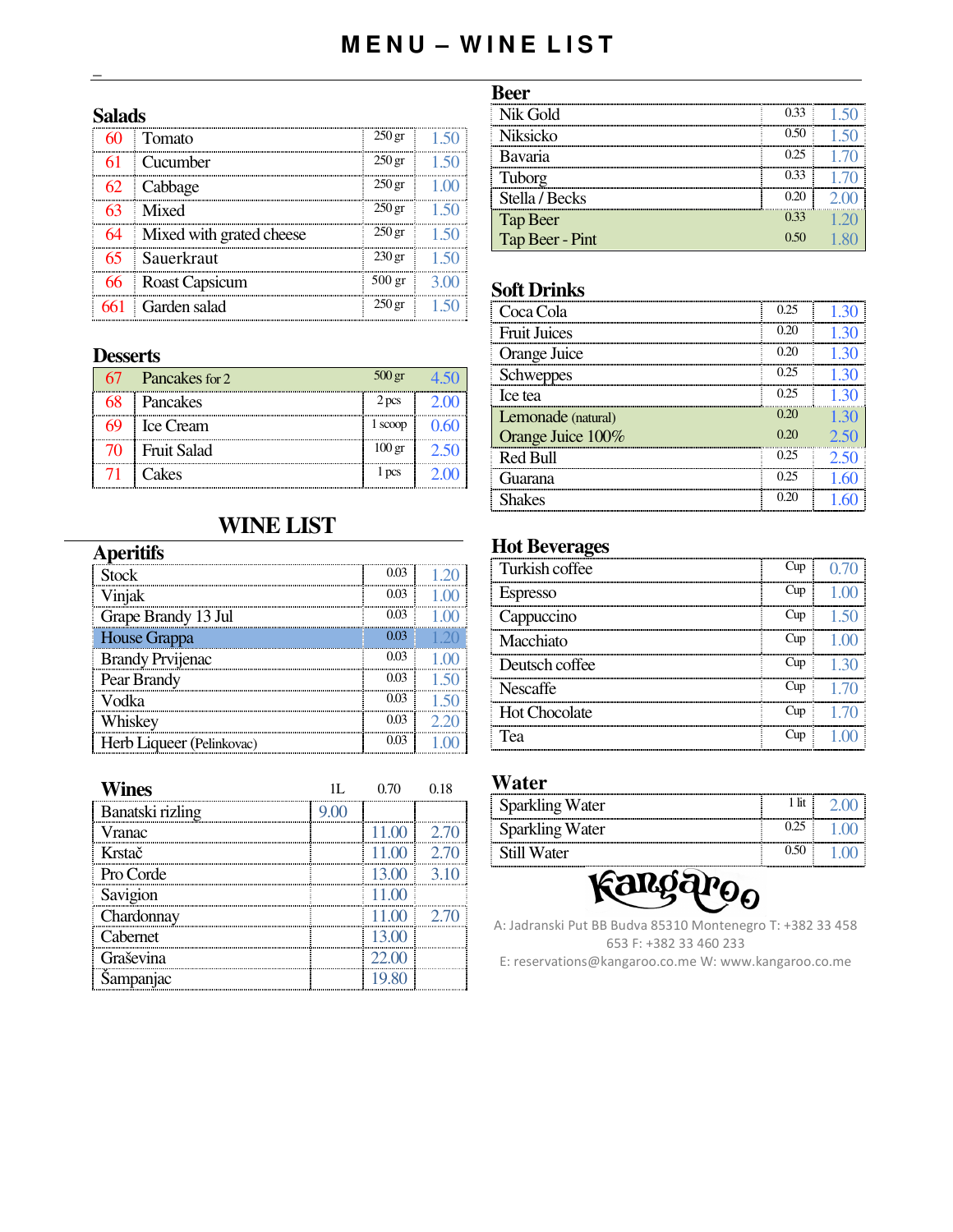# MENU – WINE LIST

## Salads

| | | | |
|---|---|---|---|
| 60 | Tomato | 250 gr | 1.50 |
| 61 | Cucumber | 250 gr | 1.50 |
| 62 | Cabbage | 250 gr | 1.00 |
| 63 | Mixed | 250 gr | 1.50 |
| 64 | Mixed with grated cheese | 250 gr | 1.50 |
| 65 | Sauerkraut | 230 gr | 1.50 |
| 66 | Roast Capsicum | 500 gr | 3.00 |
| 661 | Garden salad | 250 gr | 1.50 |

## Desserts

| | | | |
|---|---|---|---|
| 67 | Pancakes for 2 | 500 gr | 4.50 |
| 68 | Pancakes | 2 pcs | 2.00 |
| 69 | Ice Cream | 1 scoop | 0.60 |
| 70 | Fruit Salad | 100 gr | 2.50 |
| 71 | Cakes | 1 pcs | 2.00 |

# WINE LIST

## Aperitifs

| | | |
|---|---|---|
| Stock | 0.03 | 1.20 |
| Vinjak | 0.03 | 1.00 |
| Grape Brandy 13 Jul | 0.03 | 1.00 |
| House Grappa | 0.03 | 1.20 |
| Brandy Prvijenac | 0.03 | 1.00 |
| Pear Brandy | 0.03 | 1.50 |
| Vodka | 0.03 | 1.50 |
| Whiskey | 0.03 | 2.20 |
| Herb Liqueer (Pelinkovac) | 0.03 | 1.00 |

## Wines

| Wines | 1L | 0.70 | 0.18 |
|---|---|---|---|
| Banatski rizling | 9.00 | | |
| Vranac | | 11.00 | 2.70 |
| Krstač | | 11.00 | 2.70 |
| Pro Corde | | 13.00 | 3.10 |
| Savigion | | 11.00 | |
| Chardonnay | | 11.00 | 2.70 |
| Cabernet | | 13.00 | |
| Graševina | | 22.00 | |
| Šampanjac | | 19.80 | |

## Beer

| | | |
|---|---|---|
| Nik Gold | 0.33 | 1.50 |
| Niksicko | 0.50 | 1.50 |
| Bavaria | 0.25 | 1.70 |
| Tuborg | 0.33 | 1.70 |
| Stella / Becks | 0.20 | 2.00 |
| Tap Beer | 0.33 | 1.20 |
| Tap Beer - Pint | 0.50 | 1.80 |

## Soft Drinks

| | | |
|---|---|---|
| Coca Cola | 0.25 | 1.30 |
| Fruit Juices | 0.20 | 1.30 |
| Orange Juice | 0.20 | 1.30 |
| Schweppes | 0.25 | 1.30 |
| Ice tea | 0.25 | 1.30 |
| Lemonade (natural) | 0.20 | 1.30 |
| Orange Juice 100% | 0.20 | 2.50 |
| Red Bull | 0.25 | 2.50 |
| Guarana | 0.25 | 1.60 |
| Shakes | 0.20 | 1.60 |

## Hot Beverages

| | | |
|---|---|---|
| Turkish coffee | Cup | 0.70 |
| Espresso | Cup | 1.00 |
| Cappuccino | Cup | 1.50 |
| Macchiato | Cup | 1.00 |
| Deutsch coffee | Cup | 1.30 |
| Nescaffe | Cup | 1.70 |
| Hot Chocolate | Cup | 1.70 |
| Tea | Cup | 1.00 |

## Water

| | | |
|---|---|---|
| Sparkling Water | 1 lit | 2.00 |
| Sparkling Water | 0.25 | 1.00 |
| Still Water | 0.50 | 1.00 |

Kangaroo

A: Jadranski Put BB Budva 85310 Montenegro T: +382 33 458 653 F: +382 33 460 233
E: reservations@kangaroo.co.me W: www.kangaroo.co.me